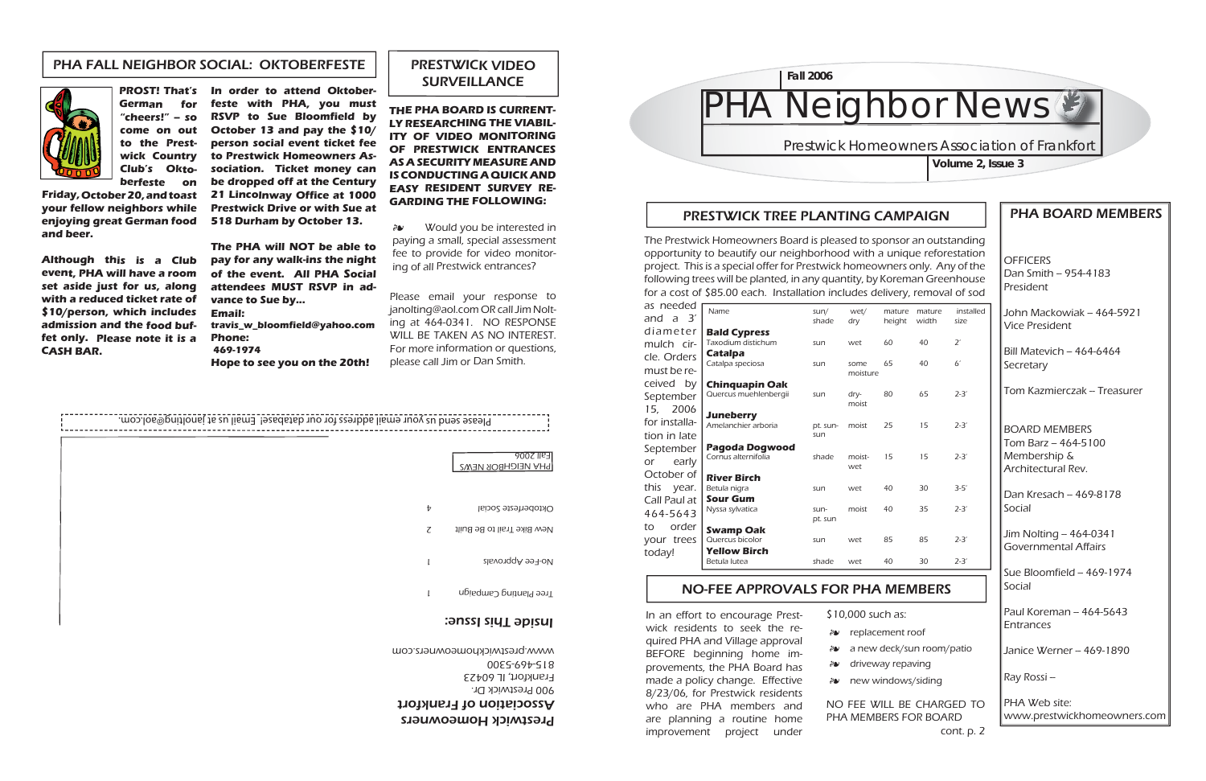# PHA Neighbor News

**Fall 2006**

Prestwick Homeowners Association of Frankfort

**Volume 2, Issue 3**

## PRESTWICK TREE PLANTING CAMPAIGN

The Prestwick Homeowners Board is pleased to sponsor an outstanding opportunity to beautify our neighborhood with a unique reforestation project. This is a special offer for Prestwick homeowners only. Any of the following trees will be planted, in any quantity, by Koreman Greenhouse for a cost of $85.00 each. Installation includes delivery, removal of sod as needed and a 3' diameter mulch circle. Orders must be received by September 15, 2006 for installation in late September or early October of this year. Call Paul at 464-5643 to order your trees today!

| Name | sun/shade | wet/dry | mature height | mature width | installed size |
|---|---|---|---|---|---|
| **Bald Cypress** Taxodium distichum | sun | wet | 60 | 40 | 2' |
| **Catalpa** Catalpa speciosa | sun | some moisture | 65 | 40 | 6' |
| **Chinquapin Oak** Quercus muehlenbergii | sun | dry-moist | 80 | 65 | 2-3' |
| **Juneberry** Amelanchier arboria | pt. sun-sun | moist | 25 | 15 | 2-3' |
| **Pagoda Dogwood** Cornus alternifolia | shade | moist-wet | 15 | 15 | 2-3' |
| **River Birch** Betula nigra | sun | wet | 40 | 30 | 3-5' |
| **Sour Gum** Nyssa sylvatica | sun-pt. sun | moist | 40 | 35 | 2-3' |
| **Swamp Oak** Quercus bicolor | sun | wet | 85 | 85 | 2-3' |
| **Yellow Birch** Betula lutea | shade | wet | 40 | 30 | 2-3' |

## NO-FEE APPROVALS FOR PHA MEMBERS

In an effort to encourage Prestwick residents to seek the required PHA and Village approval BEFORE beginning home improvements, the PHA Board has made a policy change. Effective 8/23/06, for Prestwick residents who are PHA members and are planning a routine home improvement project under $10,000 such as:

- replacement roof
- a new deck/sun room/patio
- driveway repaving
- new windows/siding

NO FEE WILL BE CHARGED TO PHA MEMBERS FOR BOARD

cont. p. 2

## PHA BOARD MEMBERS

OFFICERS

Dan Smith – 954-4183
President

John Mackowiak – 464-5921
Vice President

Bill Matevich – 464-6464
Secretary

Tom Kazmierczak – Treasurer

BOARD MEMBERS

Tom Barz – 464-5100
Membership & Architectural Rev.

Dan Kresach – 469-8178
Social

Jim Nolting – 464-0341
Governmental Affairs

Sue Bloomfield – 469-1974
Social

Paul Koreman – 464-5643
Entrances

Janice Werner – 469-1890

Ray Rossi –

PHA Web site:
www.prestwickhomeowners.com

## PHA FALL NEIGHBOR SOCIAL: OKTOBERFESTE

**PROST! That's German for "cheers!" – so come on out to the Prestwick Country Club's Oktoberfeste on Friday, October 20, and toast your fellow neighbors while enjoying great German food and beer.**

**Although this is a Club event, PHA will have a room set aside just for us, along with a reduced ticket rate of $10/person, which includes admission and the food buffet only. Please note it is a CASH BAR.**

**In order to attend Oktoberfeste with PHA, you must RSVP to Sue Bloomfield by October 13 and pay the $10/person social event ticket fee to Prestwick Homeowners Association. Ticket money can be dropped off at the Century 21 Lincolnway Office at 1000 Prestwick Drive or with Sue at 518 Durham by October 13.**

**The PHA will NOT be able to pay for any walk-ins the night of the event. All PHA Social attendees MUST RSVP in advance to Sue by...**

**Email:**
**travis_w_bloomfield@yahoo.com**
**Phone:**
**469-1974**
**Hope to see you on the 20th!**

## PRESTWICK VIDEO SURVEILLANCE

**THE PHA BOARD IS CURRENTLY RESEARCHING THE VIABILITY OF VIDEO MONITORING OF PRESTWICK ENTRANCES AS A SECURITY MEASURE AND IS CONDUCTING A QUICK AND EASY RESIDENT SURVEY REGARDING THE FOLLOWING:**

- Would you be interested in paying a small, special assessment fee to provide for video monitoring of all Prestwick entrances?

Please email your response to janolting@aol.com OR call Jim Nolting at 464-0341. NO RESPONSE WILL BE TAKEN AS NO INTEREST. For more information or questions, please call Jim or Dan Smith.

Please send us your email address for our database. Email us at janolting@aol.com.

PHA NEIGHBOR NEWS
Fall 2006

**Inside This Issue:**

| | |
|---|---|
| Tree Planting Campaign | 1 |
| No-Fee Approvals | 1 |
| New Bike Trail to Be Built | 2 |
| Oktoberfeste Social | 4 |

**Prestwick Homeowners Association of Frankfort**
900 Prestwick Dr.
Frankfort, IL 60423
815-469-5300
www.prestwickhomeowners.com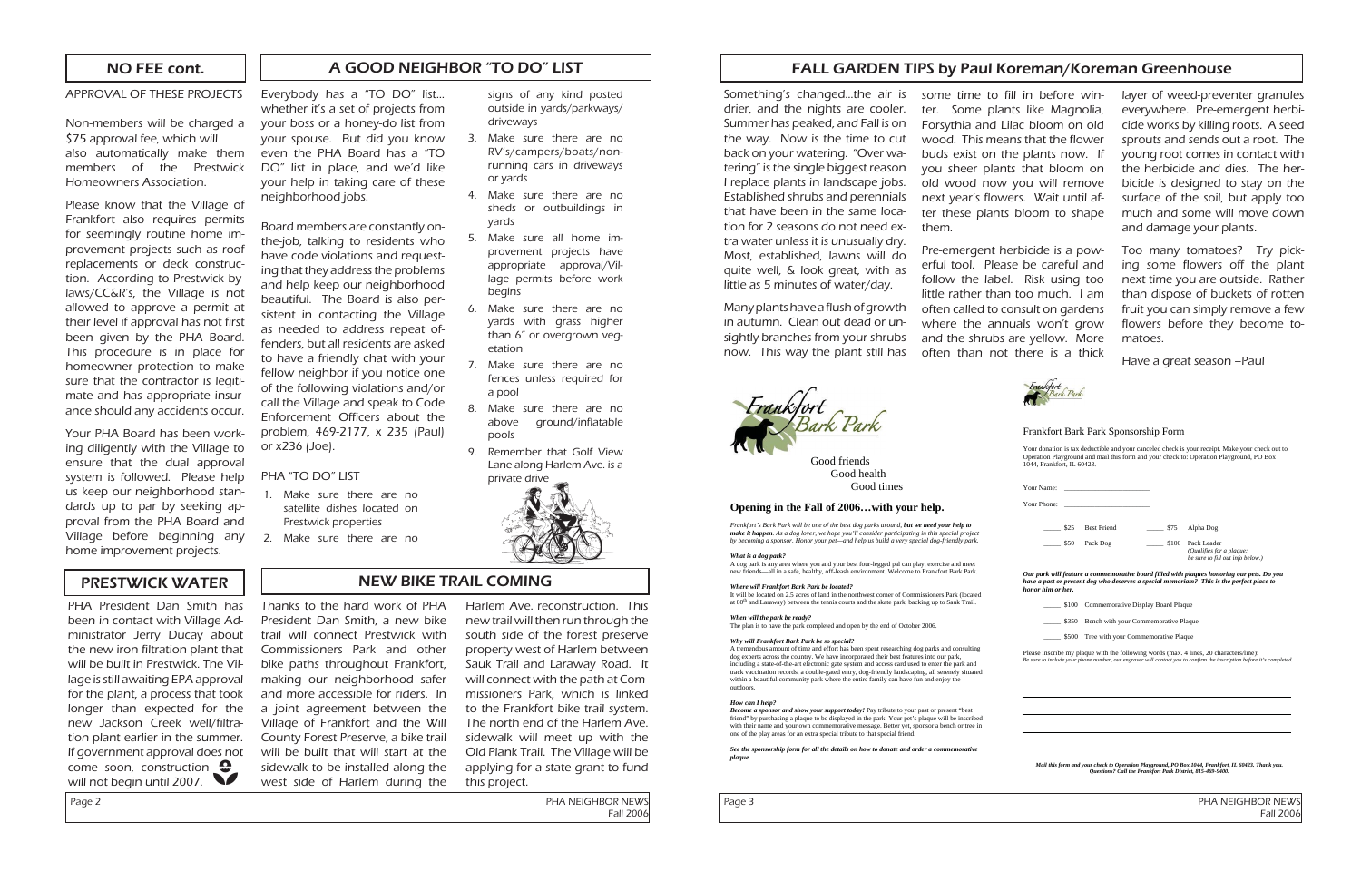## NO FEE cont.

APPROVAL OF THESE PROJECTS

Non-members will be charged a $75 approval fee, which will also automatically make them members of the Prestwick Homeowners Association.

Please know that the Village of Frankfort also requires permits for seemingly routine home improvement projects such as roof replacements or deck construction. According to Prestwick bylaws/CC&R's, the Village is not allowed to approve a permit at their level if approval has not first been given by the PHA Board. This procedure is in place for homeowner protection to make sure that the contractor is legitimate and has appropriate insurance should any accidents occur.

Your PHA Board has been working diligently with the Village to ensure that the dual approval system is followed. Please help us keep our neighborhood standards up to par by seeking approval from the PHA Board and Village before beginning any home improvement projects.

## A GOOD NEIGHBOR "TO DO" LIST

Everybody has a "TO DO" list... whether it's a set of projects from your boss or a honey-do list from your spouse. But did you know even the PHA Board has a "TO DO" list in place, and we'd like your help in taking care of these neighborhood jobs.

Board members are constantly on-the-job, talking to residents who have code violations and requesting that they address the problems and help keep our neighborhood beautiful. The Board is also persistent in contacting the Village as needed to address repeat offenders, but all residents are asked to have a friendly chat with your fellow neighbor if you notice one of the following violations and/or call the Village and speak to Code Enforcement Officers about the problem, 469-2177, x 235 (Paul) or x236 (Joe).

PHA "TO DO" LIST

1. Make sure there are no satellite dishes located on Prestwick properties
2. Make sure there are no signs of any kind posted outside in yards/parkways/driveways
3. Make sure there are no RV's/campers/boats/non-running cars in driveways or yards
4. Make sure there are no sheds or outbuildings in yards
5. Make sure all home improvement projects have appropriate approval/Village permits before work begins
6. Make sure there are no yards with grass higher than 6" or overgrown vegetation
7. Make sure there are no fences unless required for a pool
8. Make sure there are no above ground/inflatable pools
9. Remember that Golf View Lane along Harlem Ave. is a private drive

## PRESTWICK WATER

PHA President Dan Smith has been in contact with Village Administrator Jerry Ducay about the new iron filtration plant that will be built in Prestwick. The Village is still awaiting EPA approval for the plant, a process that took longer than expected for the new Jackson Creek well/filtration plant earlier in the summer. If government approval does not come soon, construction will not begin until 2007.

## NEW BIKE TRAIL COMING

Thanks to the hard work of PHA President Dan Smith, a new bike trail will connect Prestwick with Commissioners Park and other bike paths throughout Frankfort, making our neighborhood safer and more accessible for riders. In a joint agreement between the Village of Frankfort and the Will County Forest Preserve, a bike trail will be built that will start at the sidewalk to be installed along the west side of Harlem during the Harlem Ave. reconstruction. This new trail will then run through the south side of the forest preserve property west of Harlem between Sauk Trail and Laraway Road. It will connect with the path at Commissioners Park, which is linked to the Frankfort bike trail system. The north end of the Harlem Ave. sidewalk will meet up with the Old Plank Trail. The Village will be applying for a state grant to fund this project.

## FALL GARDEN TIPS by Paul Koreman/Koreman Greenhouse

Something's changed...the air is drier, and the nights are cooler. Summer has peaked, and Fall is on the way. Now is the time to cut back on your watering. "Over watering" is the single biggest reason I replace plants in landscape jobs. Established shrubs and perennials that have been in the same location for 2 seasons do not need extra water unless it is unusually dry. Most, established, lawns will do quite well, & look great, with as little as 5 minutes of water/day.

Many plants have a flush of growth in autumn. Clean out dead or unsightly branches from your shrubs now. This way the plant still has some time to fill in before winter. Some plants like Magnolia, Forsythia and Lilac bloom on old wood. This means that the flower buds exist on the plants now. If you sheer plants that bloom on old wood now you will remove next year's flowers. Wait until after these plants bloom to shape them.

Pre-emergent herbicide is a powerful tool. Please be careful and follow the label. Risk using too little rather than too much. I am often called to consult on gardens where the annuals won't grow and the shrubs are yellow. More often than not there is a thick layer of weed-preventer granules everywhere. Pre-emergent herbicide works by killing roots. A seed sprouts and sends out a root. The young root comes in contact with the herbicide and dies. The herbicide is designed to stay on the surface of the soil, but apply too much and some will move down and damage your plants.

Too many tomatoes? Try picking some flowers off the plant next time you are outside. Rather than dispose of buckets of rotten fruit you can simply remove a few flowers before they become tomatoes.

Have a great season –Paul

Frankfort Bark Park

Good friends
Good health
Good times

### Opening in the Fall of 2006…with your help.

*Frankfort's Bark Park will be one of the best dog parks around, **but we need your help to make it happen**. As a dog lover, we hope you'll consider participating in this special project by becoming a sponsor. Honor your pet—and help us build a very special dog-friendly park.*

***What is a dog park?***
A dog park is any area where you and your best four-legged pal can play, exercise and meet new friends—all in a safe, healthy, off-leash environment. Welcome to Frankfort Bark Park.

***Where will Frankfort Bark Park be located?***
It will be located on 2.5 acres of land in the northwest corner of Commissioners Park (located at 80th and Laraway) between the tennis courts and the skate park, backing up to Sauk Trail.

***When will the park be ready?***
The plan is to have the park completed and open by the end of October 2006.

***Why will Frankfort Bark Park be so special?***
A tremendous amount of time and effort has been spent researching dog parks and consulting dog experts across the country. We have incorporated their best features into our park, including a state-of-the-art electronic gate system and access card used to enter the park and track vaccination records, a double-gated entry, dog-friendly landscaping, all serenely situated within a beautiful community park where the entire family can have fun and enjoy the outdoors.

***How can I help?***
***Become a sponsor and show your support today!*** Pay tribute to your past or present "best friend" by purchasing a plaque to be displayed in the park. Your pet's plaque will be inscribed with their name and your own commemorative message. Better yet, sponsor a bench or tree in one of the play areas for an extra special tribute to that special friend.

***See the sponsorship form for all the details on how to donate and order a commemorative plaque.***

Frankfort Bark Park

Frankfort Bark Park Sponsorship Form

Your donation is tax deductible and your canceled check is your receipt. Make your check out to Operation Playground and mail this form and your check to: Operation Playground, PO Box 1044, Frankfort, IL 60423.

Your Name: ____________________

Your Phone: ____________________

____ $25 Best Friend ____ $75 Alpha Dog

____ $50 Pack Dog ____ $100 Pack Leader *(Qualifies for a plaque; be sure to fill out info below.)*

***Our park will feature a commemorative board filled with plaques honoring our pets. Do you have a past or present dog who deserves a special memoriam? This is the perfect place to honor him or her.***

____ $100 Commemorative Display Board Plaque

____ $350 Bench with your Commemorative Plaque

____ $500 Tree with your Commemorative Plaque

Please inscribe my plaque with the following words (max. 4 lines, 20 characters/line):
*Be sure to include your phone number, our engraver will contact you to confirm the inscription before it's completed.*

______________________________

______________________________

______________________________

______________________________

***Mail this form and your check to Operation Playground, PO Box 1044, Frankfort, IL 60423. Thank you. Questions? Call the Frankfort Park District, 815-469-9400.***